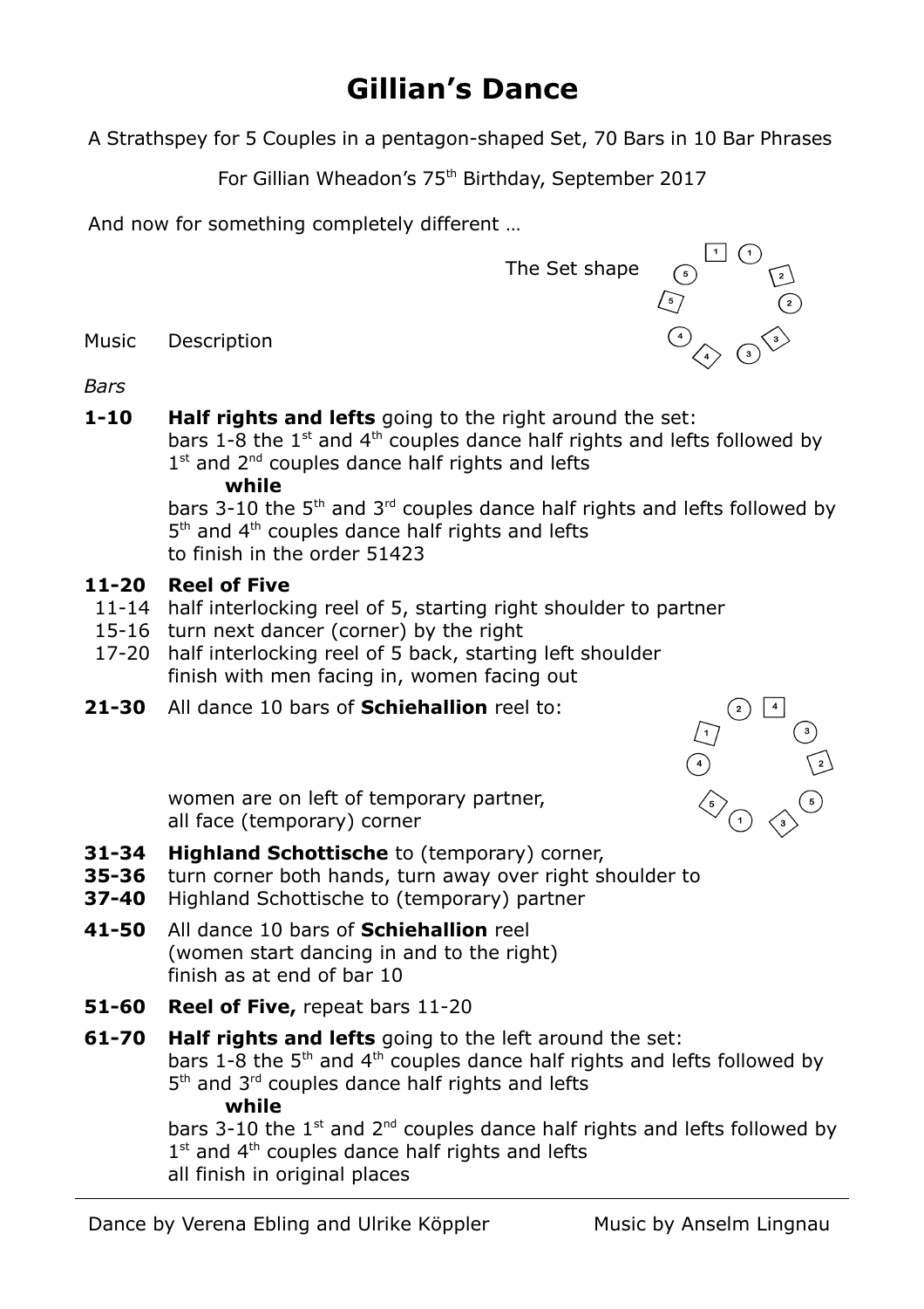# Gillian's Dance

A Strathspey for 5 Couples in a pentagon-shaped Set, 70 Bars in 10 Bar Phrases

For Gillian Wheadon's 75th Birthday, September 2017

And now for something completely different …

The Set shape

Music Description

*Bars*

**1-10** **Half rights and lefts** going to the right around the set:
bars 1-8 the 1st and 4th couples dance half rights and lefts followed by 1st and 2nd couples dance half rights and lefts
**while**
bars 3-10 the 5th and 3rd couples dance half rights and lefts followed by 5th and 4th couples dance half rights and lefts
to finish in the order 51423

**11-20** **Reel of Five**
- 11-14 half interlocking reel of 5, starting right shoulder to partner
- 15-16 turn next dancer (corner) by the right
- 17-20 half interlocking reel of 5 back, starting left shoulder
  finish with men facing in, women facing out

**21-30** All dance 10 bars of **Schiehallion** reel to:

women are on left of temporary partner,
all face (temporary) corner

**31-34** **Highland Schottische** to (temporary) corner,
**35-36** turn corner both hands, turn away over right shoulder to
**37-40** Highland Schottische to (temporary) partner

**41-50** All dance 10 bars of **Schiehallion** reel
(women start dancing in and to the right)
finish as at end of bar 10

**51-60** **Reel of Five,** repeat bars 11-20

**61-70** **Half rights and lefts** going to the left around the set:
bars 1-8 the 5th and 4th couples dance half rights and lefts followed by 5th and 3rd couples dance half rights and lefts
**while**
bars 3-10 the 1st and 2nd couples dance half rights and lefts followed by 1st and 4th couples dance half rights and lefts
all finish in original places

---

Dance by Verena Ebling and Ulrike Köppler Music by Anselm Lingnau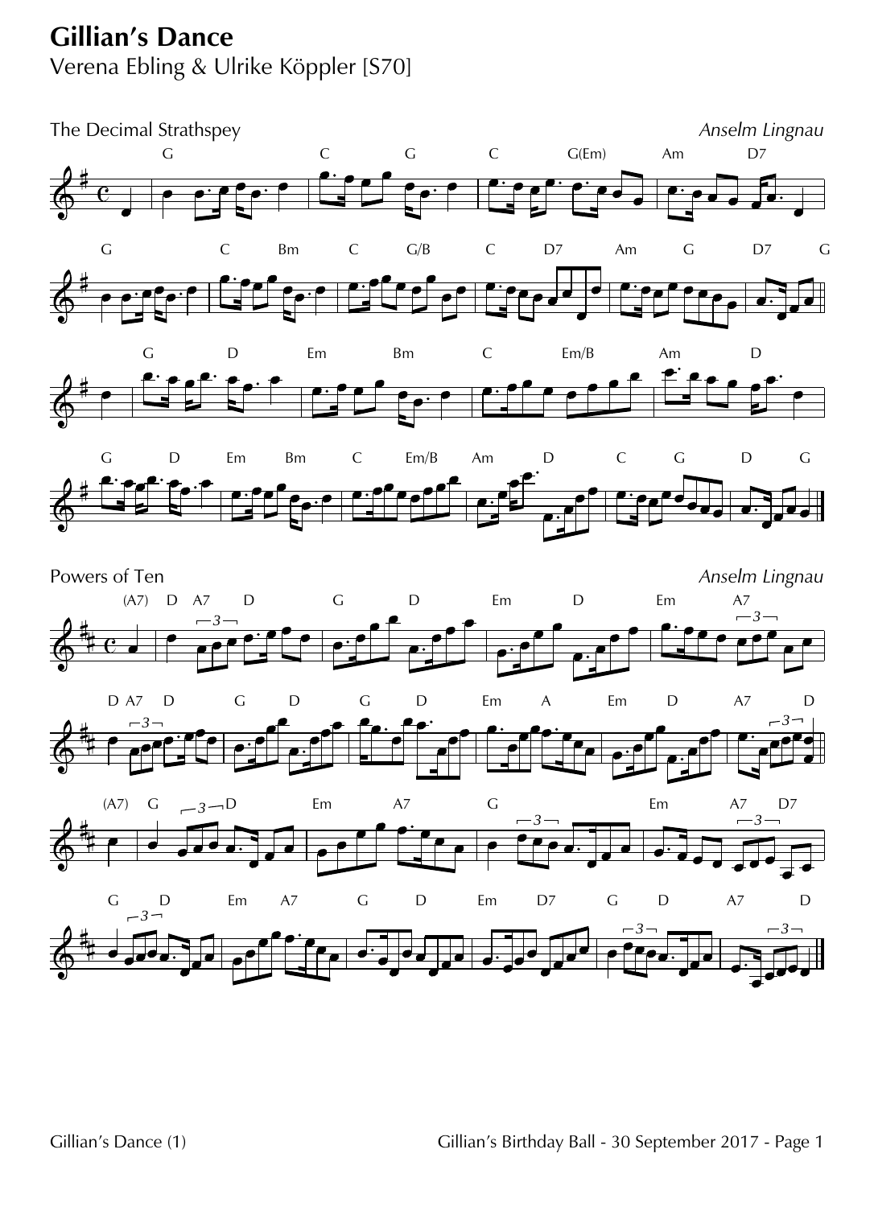# Gillian's Dance

Verena Ebling & Ulrike Köppler [S70]

The Decimal Strathspey — *Anselm Lingnau*

Powers of Ten — *Anselm Lingnau*